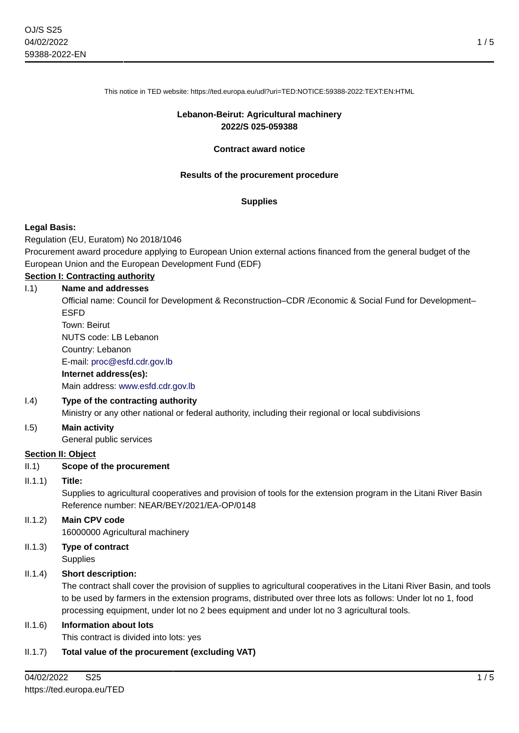This notice in TED website: https://ted.europa.eu/udl?uri=TED:NOTICE:59388-2022:TEXT:EN:HTML

# Lebanon-Beirut: Agricultural machinery
## 2022/S 025-059388

### Contract award notice

### Results of the procurement procedure

### Supplies

**Legal Basis:**

Regulation (EU, Euratom) No 2018/1046

Procurement award procedure applying to European Union external actions financed from the general budget of the European Union and the European Development Fund (EDF)

**Section I: Contracting authority**

I.1) **Name and addresses**

Official name: Council for Development & Reconstruction–CDR /Economic & Social Fund for Development–ESFD
Town: Beirut
NUTS code: LB Lebanon
Country: Lebanon
E-mail: proc@esfd.cdr.gov.lb

**Internet address(es):**

Main address: www.esfd.cdr.gov.lb

I.4) **Type of the contracting authority**

Ministry or any other national or federal authority, including their regional or local subdivisions

I.5) **Main activity**

General public services

**Section II: Object**

II.1) **Scope of the procurement**

II.1.1) **Title:**

Supplies to agricultural cooperatives and provision of tools for the extension program in the Litani River Basin
Reference number: NEAR/BEY/2021/EA-OP/0148

II.1.2) **Main CPV code**

16000000 Agricultural machinery

II.1.3) **Type of contract**

Supplies

II.1.4) **Short description:**

The contract shall cover the provision of supplies to agricultural cooperatives in the Litani River Basin, and tools to be used by farmers in the extension programs, distributed over three lots as follows: Under lot no 1, food processing equipment, under lot no 2 bees equipment and under lot no 3 agricultural tools.

II.1.6) **Information about lots**

This contract is divided into lots: yes

II.1.7) **Total value of the procurement (excluding VAT)**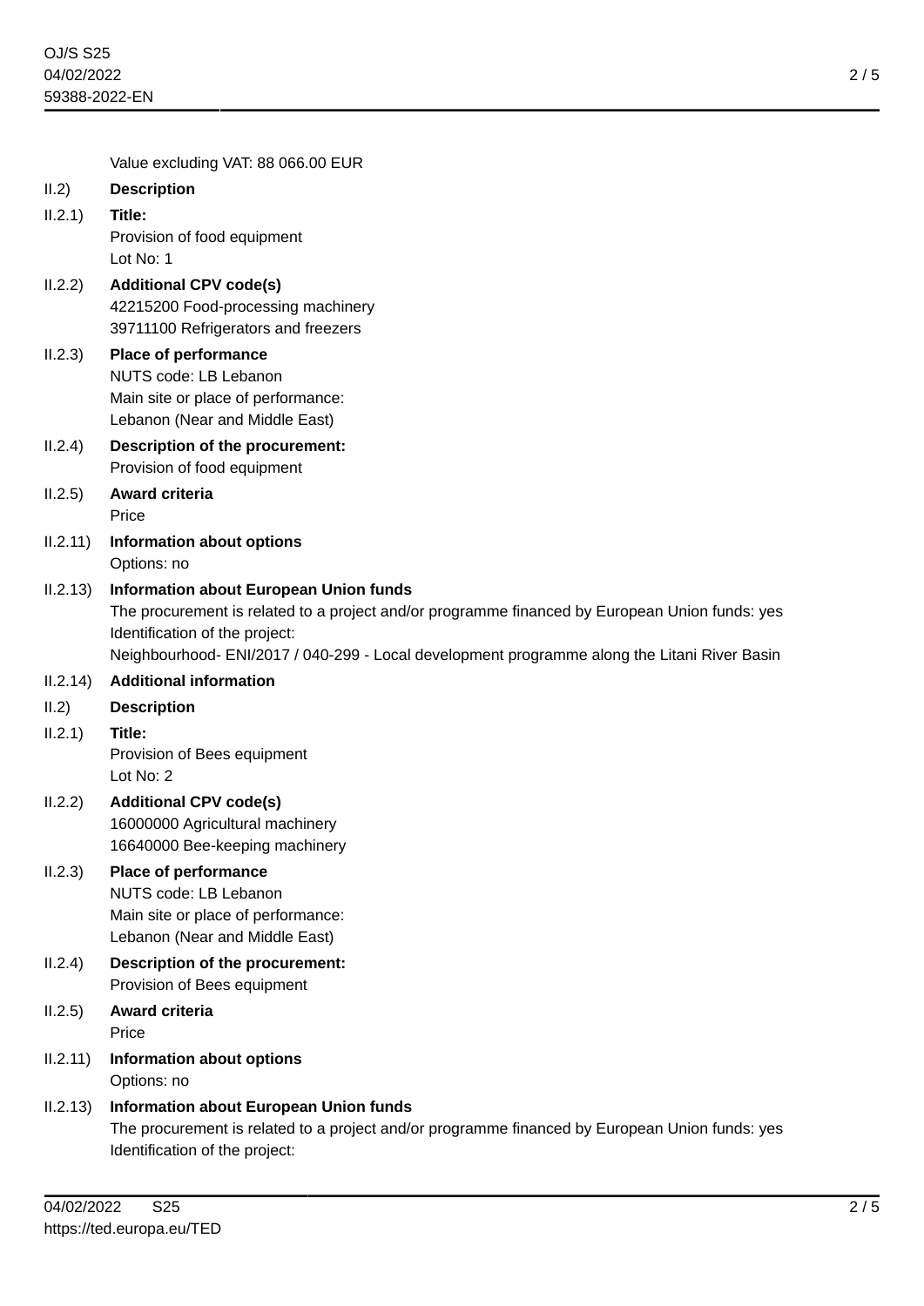Value excluding VAT: 88 066.00 EUR

II.2) **Description**

II.2.1) **Title:**
Provision of food equipment
Lot No: 1

II.2.2) **Additional CPV code(s)**
42215200 Food-processing machinery
39711100 Refrigerators and freezers

II.2.3) **Place of performance**
NUTS code: LB Lebanon
Main site or place of performance:
Lebanon (Near and Middle East)

II.2.4) **Description of the procurement:**
Provision of food equipment

II.2.5) **Award criteria**
Price

II.2.11) **Information about options**
Options: no

II.2.13) **Information about European Union funds**
The procurement is related to a project and/or programme financed by European Union funds: yes
Identification of the project:
Neighbourhood- ENI/2017 / 040-299 - Local development programme along the Litani River Basin

II.2.14) **Additional information**

II.2) **Description**

II.2.1) **Title:**
Provision of Bees equipment
Lot No: 2

II.2.2) **Additional CPV code(s)**
16000000 Agricultural machinery
16640000 Bee-keeping machinery

II.2.3) **Place of performance**
NUTS code: LB Lebanon
Main site or place of performance:
Lebanon (Near and Middle East)

II.2.4) **Description of the procurement:**
Provision of Bees equipment

II.2.5) **Award criteria**
Price

II.2.11) **Information about options**
Options: no

II.2.13) **Information about European Union funds**
The procurement is related to a project and/or programme financed by European Union funds: yes
Identification of the project: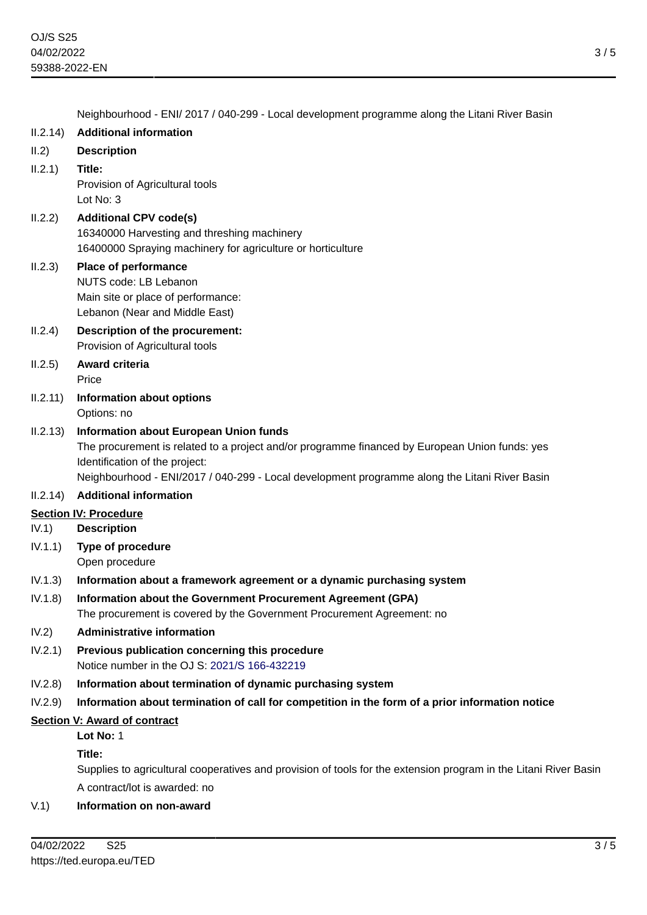Neighbourhood - ENI/ 2017 / 040-299 - Local development programme along the Litani River Basin

II.2.14) **Additional information**

II.2) **Description**

II.2.1) **Title:**
Provision of Agricultural tools
Lot No: 3

II.2.2) **Additional CPV code(s)**
16340000 Harvesting and threshing machinery
16400000 Spraying machinery for agriculture or horticulture

II.2.3) **Place of performance**
NUTS code: LB Lebanon
Main site or place of performance:
Lebanon (Near and Middle East)

II.2.4) **Description of the procurement:**
Provision of Agricultural tools

II.2.5) **Award criteria**
Price

II.2.11) **Information about options**
Options: no

II.2.13) **Information about European Union funds**
The procurement is related to a project and/or programme financed by European Union funds: yes
Identification of the project:
Neighbourhood - ENI/2017 / 040-299 - Local development programme along the Litani River Basin

II.2.14) **Additional information**

**Section IV: Procedure**

IV.1) **Description**

IV.1.1) **Type of procedure**
Open procedure

IV.1.3) **Information about a framework agreement or a dynamic purchasing system**

IV.1.8) **Information about the Government Procurement Agreement (GPA)**
The procurement is covered by the Government Procurement Agreement: no

IV.2) **Administrative information**

IV.2.1) **Previous publication concerning this procedure**
Notice number in the OJ S: 2021/S 166-432219

IV.2.8) **Information about termination of dynamic purchasing system**

IV.2.9) **Information about termination of call for competition in the form of a prior information notice**

**Section V: Award of contract**

**Lot No:** 1

**Title:**

Supplies to agricultural cooperatives and provision of tools for the extension program in the Litani River Basin

A contract/lot is awarded: no

V.1) **Information on non-award**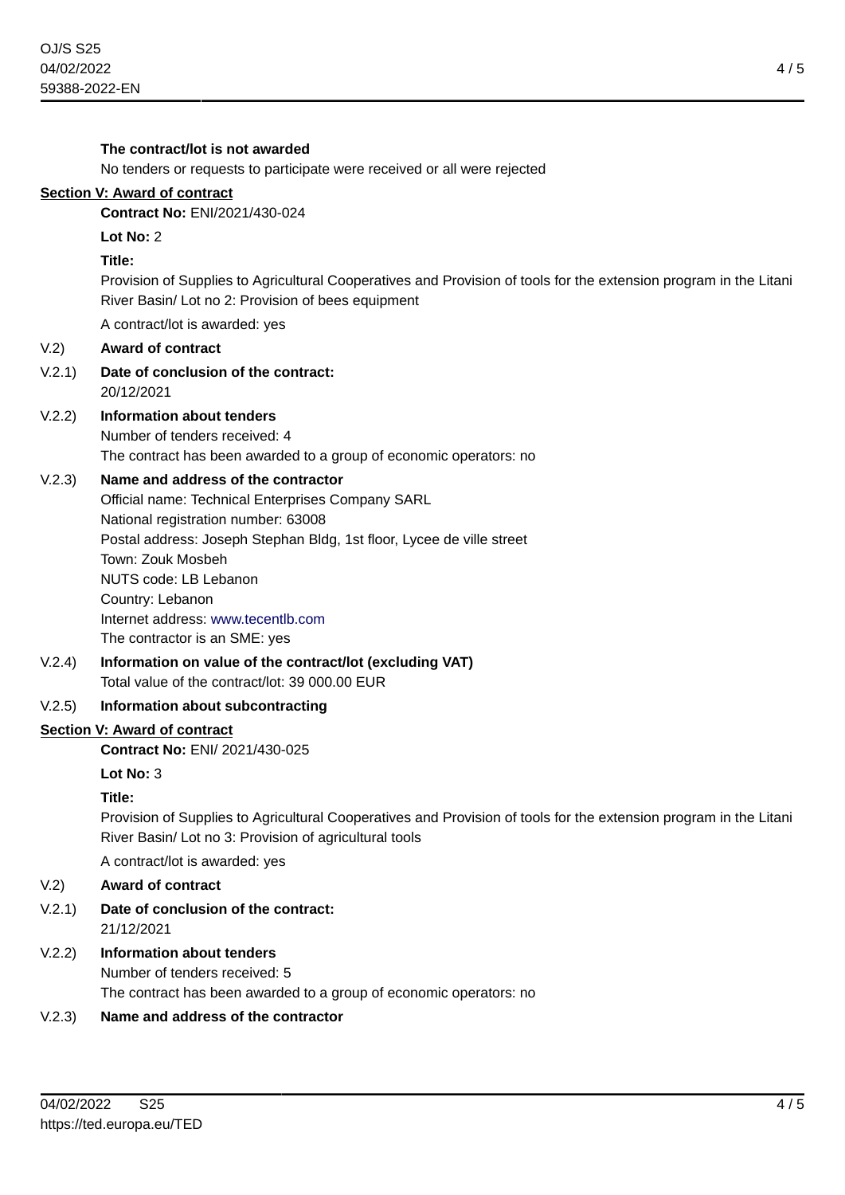**The contract/lot is not awarded**

No tenders or requests to participate were received or all were rejected

## Section V: Award of contract

**Contract No:** ENI/2021/430-024

**Lot No:** 2

**Title:**

Provision of Supplies to Agricultural Cooperatives and Provision of tools for the extension program in the Litani River Basin/ Lot no 2: Provision of bees equipment

A contract/lot is awarded: yes

V.2) **Award of contract**

V.2.1) **Date of conclusion of the contract:**
20/12/2021

V.2.2) **Information about tenders**
Number of tenders received: 4
The contract has been awarded to a group of economic operators: no

V.2.3) **Name and address of the contractor**
Official name: Technical Enterprises Company SARL
National registration number: 63008
Postal address: Joseph Stephan Bldg, 1st floor, Lycee de ville street
Town: Zouk Mosbeh
NUTS code: LB Lebanon
Country: Lebanon
Internet address: www.tecentlb.com
The contractor is an SME: yes

V.2.4) **Information on value of the contract/lot (excluding VAT)**
Total value of the contract/lot: 39 000.00 EUR

V.2.5) **Information about subcontracting**

## Section V: Award of contract

**Contract No:** ENI/ 2021/430-025

**Lot No:** 3

**Title:**

Provision of Supplies to Agricultural Cooperatives and Provision of tools for the extension program in the Litani River Basin/ Lot no 3: Provision of agricultural tools

A contract/lot is awarded: yes

V.2) **Award of contract**

V.2.1) **Date of conclusion of the contract:**
21/12/2021

V.2.2) **Information about tenders**
Number of tenders received: 5
The contract has been awarded to a group of economic operators: no

V.2.3) **Name and address of the contractor**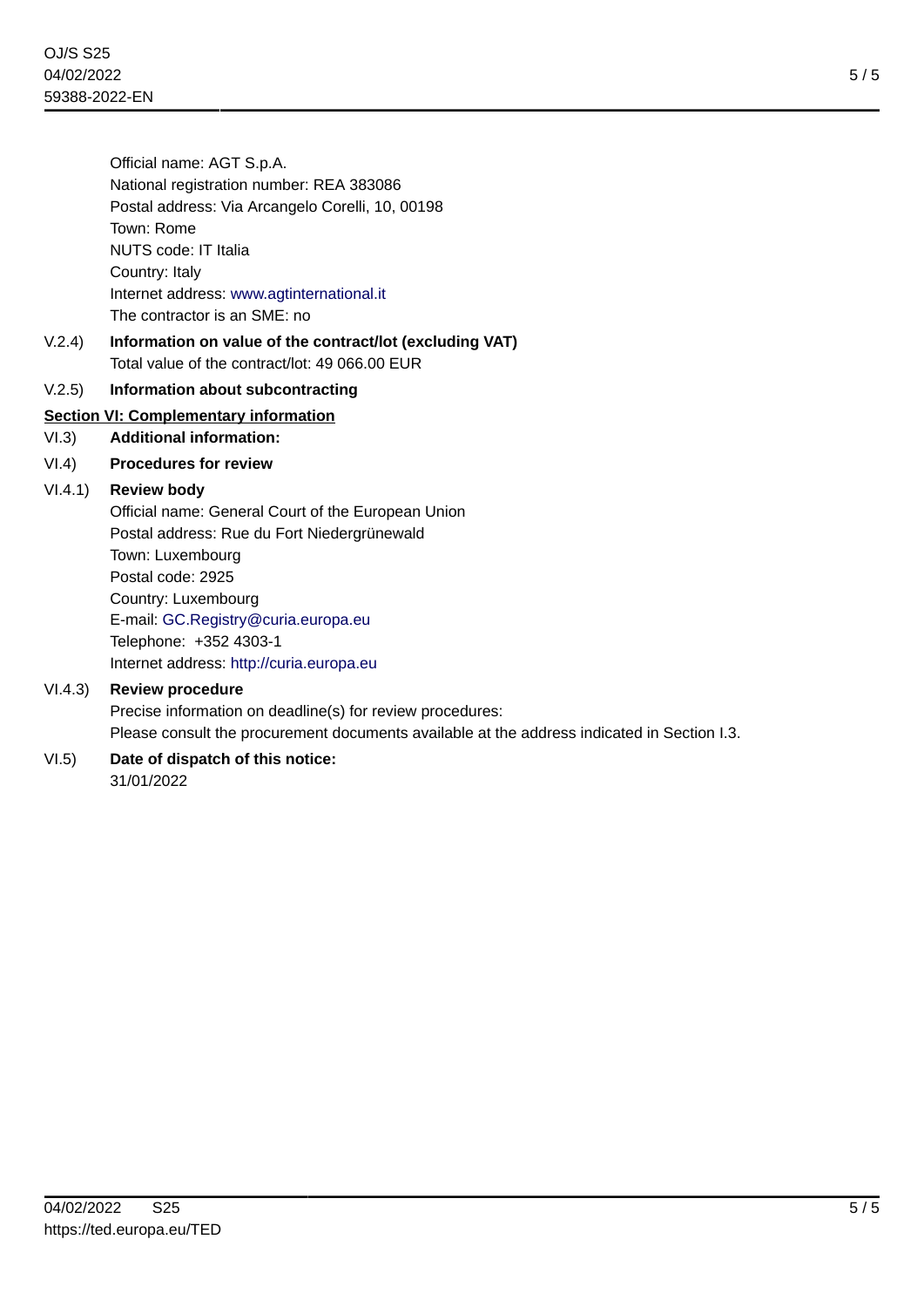Official name: AGT S.p.A.
National registration number: REA 383086
Postal address: Via Arcangelo Corelli, 10, 00198
Town: Rome
NUTS code: IT Italia
Country: Italy
Internet address: www.agtinternational.it
The contractor is an SME: no

V.2.4) **Information on value of the contract/lot (excluding VAT)**
Total value of the contract/lot: 49 066.00 EUR

V.2.5) **Information about subcontracting**

**Section VI: Complementary information**

VI.3) **Additional information:**

VI.4) **Procedures for review**

VI.4.1) **Review body**
Official name: General Court of the European Union
Postal address: Rue du Fort Niedergrünewald
Town: Luxembourg
Postal code: 2925
Country: Luxembourg
E-mail: GC.Registry@curia.europa.eu
Telephone: +352 4303-1
Internet address: http://curia.europa.eu

VI.4.3) **Review procedure**
Precise information on deadline(s) for review procedures:
Please consult the procurement documents available at the address indicated in Section I.3.

VI.5) **Date of dispatch of this notice:**
31/01/2022